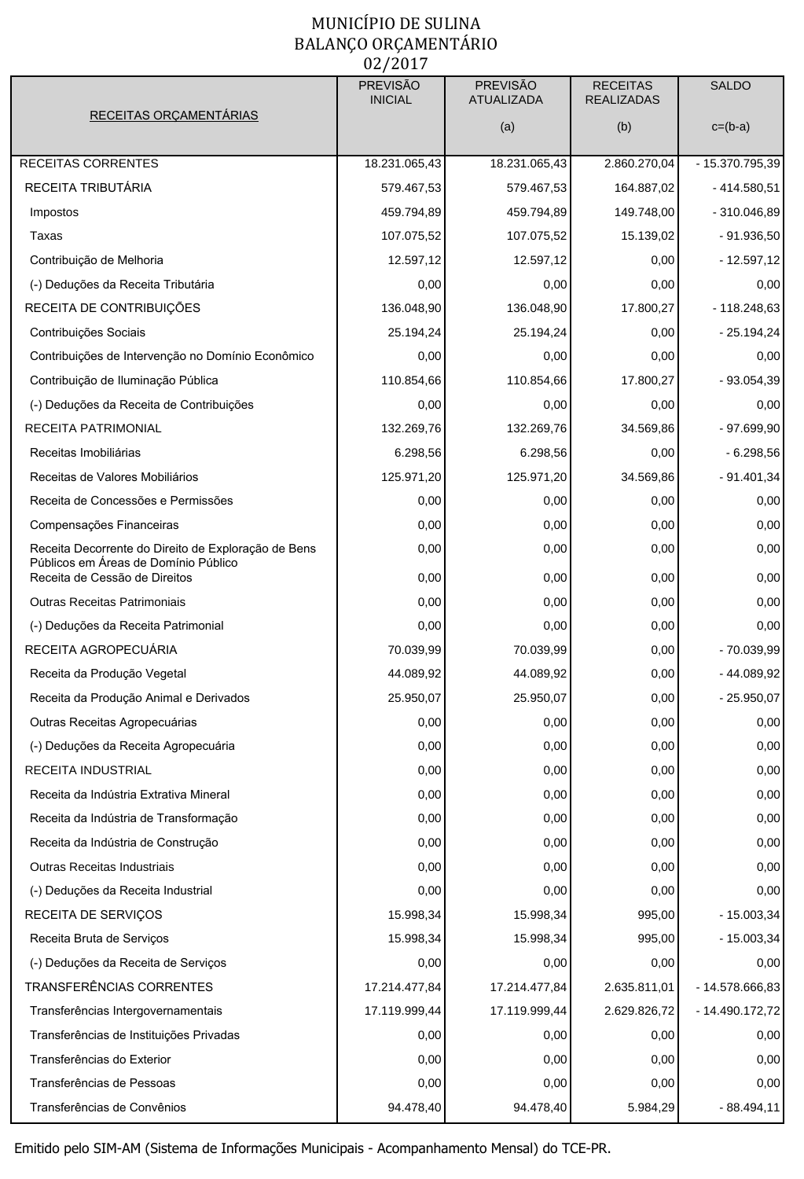# MUNICÍPIO DE SULINA
## BALANÇO ORÇAMENTÁRIO
### 02/2017

| RECEITAS ORÇAMENTÁRIAS | PREVISÃO INICIAL | PREVISÃO ATUALIZADA (a) | RECEITAS REALIZADAS (b) | SALDO c=(b-a) |
|---|---|---|---|---|
| RECEITAS CORRENTES | 18.231.065,43 | 18.231.065,43 | 2.860.270,04 | - 15.370.795,39 |
| RECEITA TRIBUTÁRIA | 579.467,53 | 579.467,53 | 164.887,02 | - 414.580,51 |
| Impostos | 459.794,89 | 459.794,89 | 149.748,00 | - 310.046,89 |
| Taxas | 107.075,52 | 107.075,52 | 15.139,02 | - 91.936,50 |
| Contribuição de Melhoria | 12.597,12 | 12.597,12 | 0,00 | - 12.597,12 |
| (-) Deduções da Receita Tributária | 0,00 | 0,00 | 0,00 | 0,00 |
| RECEITA DE CONTRIBUIÇÕES | 136.048,90 | 136.048,90 | 17.800,27 | - 118.248,63 |
| Contribuições Sociais | 25.194,24 | 25.194,24 | 0,00 | - 25.194,24 |
| Contribuições de Intervenção no Domínio Econômico | 0,00 | 0,00 | 0,00 | 0,00 |
| Contribuição de Iluminação Pública | 110.854,66 | 110.854,66 | 17.800,27 | - 93.054,39 |
| (-) Deduções da Receita de Contribuições | 0,00 | 0,00 | 0,00 | 0,00 |
| RECEITA PATRIMONIAL | 132.269,76 | 132.269,76 | 34.569,86 | - 97.699,90 |
| Receitas Imobiliárias | 6.298,56 | 6.298,56 | 0,00 | - 6.298,56 |
| Receitas de Valores Mobiliários | 125.971,20 | 125.971,20 | 34.569,86 | - 91.401,34 |
| Receita de Concessões e Permissões | 0,00 | 0,00 | 0,00 | 0,00 |
| Compensações Financeiras | 0,00 | 0,00 | 0,00 | 0,00 |
| Receita Decorrente do Direito de Exploração de Bens Públicos em Áreas de Domínio Público | 0,00 | 0,00 | 0,00 | 0,00 |
| Receita de Cessão de Direitos | 0,00 | 0,00 | 0,00 | 0,00 |
| Outras Receitas Patrimoniais | 0,00 | 0,00 | 0,00 | 0,00 |
| (-) Deduções da Receita Patrimonial | 0,00 | 0,00 | 0,00 | 0,00 |
| RECEITA AGROPECUÁRIA | 70.039,99 | 70.039,99 | 0,00 | - 70.039,99 |
| Receita da Produção Vegetal | 44.089,92 | 44.089,92 | 0,00 | - 44.089,92 |
| Receita da Produção Animal e Derivados | 25.950,07 | 25.950,07 | 0,00 | - 25.950,07 |
| Outras Receitas Agropecuárias | 0,00 | 0,00 | 0,00 | 0,00 |
| (-) Deduções da Receita Agropecuária | 0,00 | 0,00 | 0,00 | 0,00 |
| RECEITA INDUSTRIAL | 0,00 | 0,00 | 0,00 | 0,00 |
| Receita da Indústria Extrativa Mineral | 0,00 | 0,00 | 0,00 | 0,00 |
| Receita da Indústria de Transformação | 0,00 | 0,00 | 0,00 | 0,00 |
| Receita da Indústria de Construção | 0,00 | 0,00 | 0,00 | 0,00 |
| Outras Receitas Industriais | 0,00 | 0,00 | 0,00 | 0,00 |
| (-) Deduções da Receita Industrial | 0,00 | 0,00 | 0,00 | 0,00 |
| RECEITA DE SERVIÇOS | 15.998,34 | 15.998,34 | 995,00 | - 15.003,34 |
| Receita Bruta de Serviços | 15.998,34 | 15.998,34 | 995,00 | - 15.003,34 |
| (-) Deduções da Receita de Serviços | 0,00 | 0,00 | 0,00 | 0,00 |
| TRANSFERÊNCIAS CORRENTES | 17.214.477,84 | 17.214.477,84 | 2.635.811,01 | - 14.578.666,83 |
| Transferências Intergovernamentais | 17.119.999,44 | 17.119.999,44 | 2.629.826,72 | - 14.490.172,72 |
| Transferências de Instituições Privadas | 0,00 | 0,00 | 0,00 | 0,00 |
| Transferências do Exterior | 0,00 | 0,00 | 0,00 | 0,00 |
| Transferências de Pessoas | 0,00 | 0,00 | 0,00 | 0,00 |
| Transferências de Convênios | 94.478,40 | 94.478,40 | 5.984,29 | - 88.494,11 |

Emitido pelo SIM-AM (Sistema de Informações Municipais - Acompanhamento Mensal) do TCE-PR.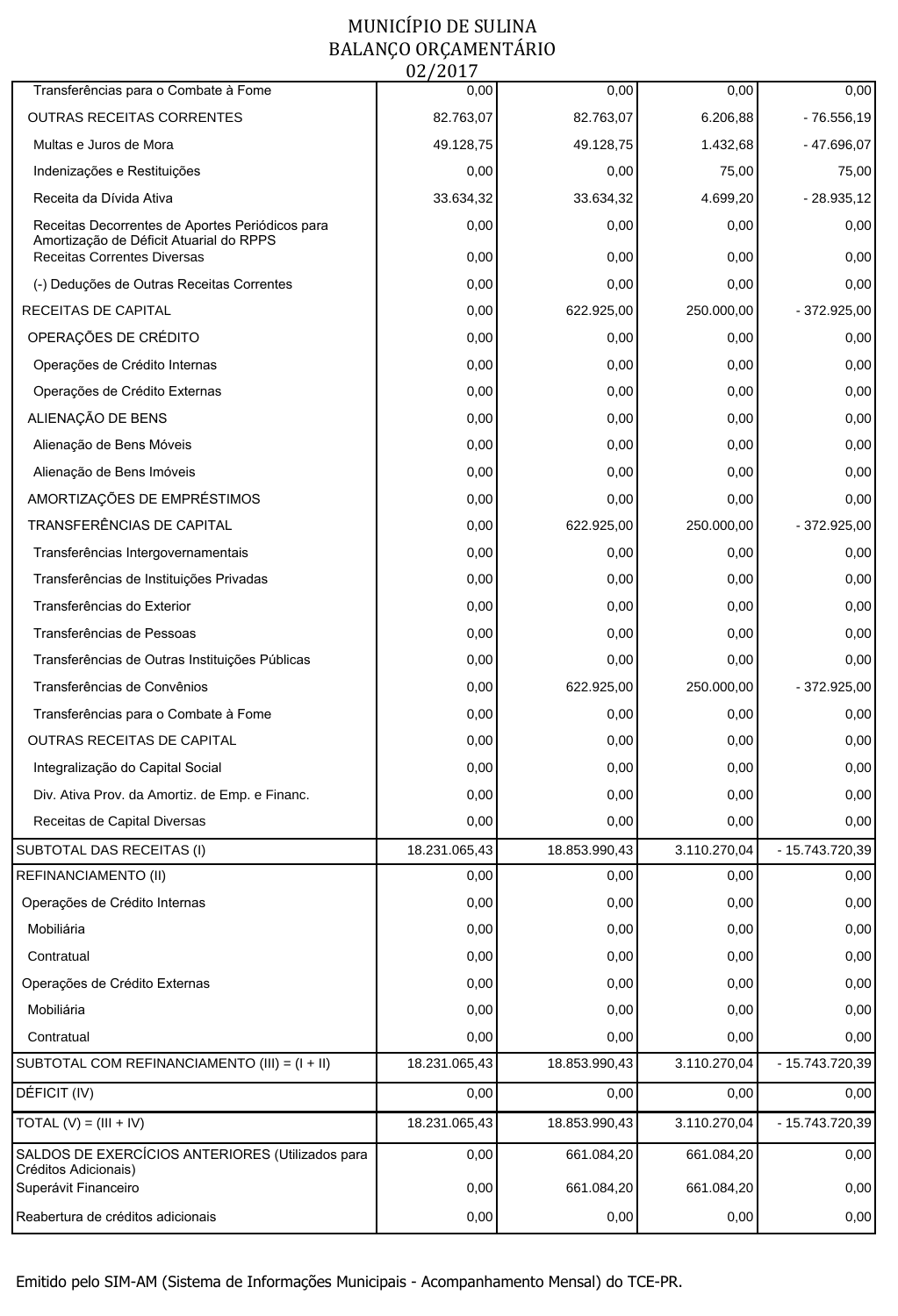# MUNICÍPIO DE SULINA
# BALANÇO ORÇAMENTÁRIO
# 02/2017

| | | | | |
|---|---|---|---|---|
| Transferências para o Combate à Fome | 0,00 | 0,00 | 0,00 | 0,00 |
| OUTRAS RECEITAS CORRENTES | 82.763,07 | 82.763,07 | 6.206,88 | - 76.556,19 |
| Multas e Juros de Mora | 49.128,75 | 49.128,75 | 1.432,68 | - 47.696,07 |
| Indenizações e Restituições | 0,00 | 0,00 | 75,00 | 75,00 |
| Receita da Dívida Ativa | 33.634,32 | 33.634,32 | 4.699,20 | - 28.935,12 |
| Receitas Decorrentes de Aportes Periódicos para Amortização de Déficit Atuarial do RPPS | 0,00 | 0,00 | 0,00 | 0,00 |
| Receitas Correntes Diversas | 0,00 | 0,00 | 0,00 | 0,00 |
| (-) Deduções de Outras Receitas Correntes | 0,00 | 0,00 | 0,00 | 0,00 |
| RECEITAS DE CAPITAL | 0,00 | 622.925,00 | 250.000,00 | - 372.925,00 |
| OPERAÇÕES DE CRÉDITO | 0,00 | 0,00 | 0,00 | 0,00 |
| Operações de Crédito Internas | 0,00 | 0,00 | 0,00 | 0,00 |
| Operações de Crédito Externas | 0,00 | 0,00 | 0,00 | 0,00 |
| ALIENAÇÃO DE BENS | 0,00 | 0,00 | 0,00 | 0,00 |
| Alienação de Bens Móveis | 0,00 | 0,00 | 0,00 | 0,00 |
| Alienação de Bens Imóveis | 0,00 | 0,00 | 0,00 | 0,00 |
| AMORTIZAÇÕES DE EMPRÉSTIMOS | 0,00 | 0,00 | 0,00 | 0,00 |
| TRANSFERÊNCIAS DE CAPITAL | 0,00 | 622.925,00 | 250.000,00 | - 372.925,00 |
| Transferências Intergovernamentais | 0,00 | 0,00 | 0,00 | 0,00 |
| Transferências de Instituições Privadas | 0,00 | 0,00 | 0,00 | 0,00 |
| Transferências do Exterior | 0,00 | 0,00 | 0,00 | 0,00 |
| Transferências de Pessoas | 0,00 | 0,00 | 0,00 | 0,00 |
| Transferências de Outras Instituições Públicas | 0,00 | 0,00 | 0,00 | 0,00 |
| Transferências de Convênios | 0,00 | 622.925,00 | 250.000,00 | - 372.925,00 |
| Transferências para o Combate à Fome | 0,00 | 0,00 | 0,00 | 0,00 |
| OUTRAS RECEITAS DE CAPITAL | 0,00 | 0,00 | 0,00 | 0,00 |
| Integralização do Capital Social | 0,00 | 0,00 | 0,00 | 0,00 |
| Div. Ativa Prov. da Amortiz. de Emp. e Financ. | 0,00 | 0,00 | 0,00 | 0,00 |
| Receitas de Capital Diversas | 0,00 | 0,00 | 0,00 | 0,00 |
| SUBTOTAL DAS RECEITAS (I) | 18.231.065,43 | 18.853.990,43 | 3.110.270,04 | - 15.743.720,39 |
| REFINANCIAMENTO (II) | 0,00 | 0,00 | 0,00 | 0,00 |
| Operações de Crédito Internas | 0,00 | 0,00 | 0,00 | 0,00 |
| Mobiliária | 0,00 | 0,00 | 0,00 | 0,00 |
| Contratual | 0,00 | 0,00 | 0,00 | 0,00 |
| Operações de Crédito Externas | 0,00 | 0,00 | 0,00 | 0,00 |
| Mobiliária | 0,00 | 0,00 | 0,00 | 0,00 |
| Contratual | 0,00 | 0,00 | 0,00 | 0,00 |
| SUBTOTAL COM REFINANCIAMENTO (III) = (I + II) | 18.231.065,43 | 18.853.990,43 | 3.110.270,04 | - 15.743.720,39 |
| DÉFICIT (IV) | 0,00 | 0,00 | 0,00 | 0,00 |
| TOTAL (V) = (III + IV) | 18.231.065,43 | 18.853.990,43 | 3.110.270,04 | - 15.743.720,39 |
| SALDOS DE EXERCÍCIOS ANTERIORES (Utilizados para Créditos Adicionais) | 0,00 | 661.084,20 | 661.084,20 | 0,00 |
| Superávit Financeiro | 0,00 | 661.084,20 | 661.084,20 | 0,00 |
| Reabertura de créditos adicionais | 0,00 | 0,00 | 0,00 | 0,00 |

Emitido pelo SIM-AM (Sistema de Informações Municipais - Acompanhamento Mensal) do TCE-PR.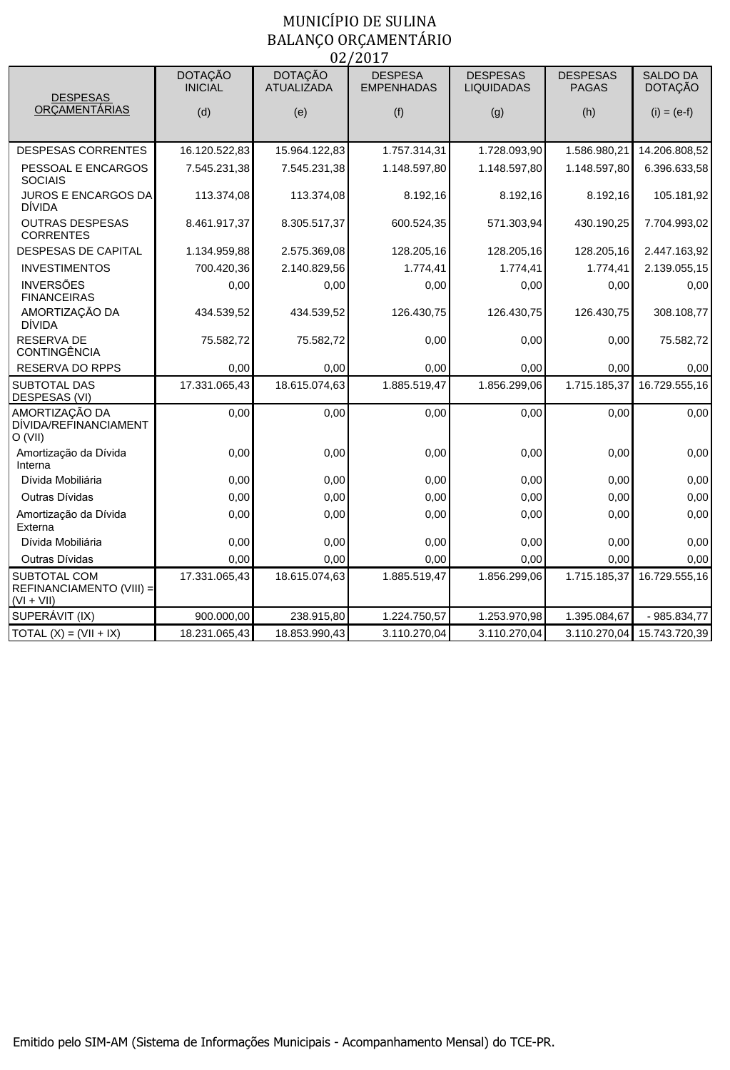# MUNICÍPIO DE SULINA
## BALANÇO ORÇAMENTÁRIO
## 02/2017

| DESPESAS ORÇAMENTÁRIAS | DOTAÇÃO INICIAL (d) | DOTAÇÃO ATUALIZADA (e) | DESPESA EMPENHADAS (f) | DESPESAS LIQUIDADAS (g) | DESPESAS PAGAS (h) | SALDO DA DOTAÇÃO (i) = (e-f) |
|---|---|---|---|---|---|---|
| DESPESAS CORRENTES | 16.120.522,83 | 15.964.122,83 | 1.757.314,31 | 1.728.093,90 | 1.586.980,21 | 14.206.808,52 |
| PESSOAL E ENCARGOS SOCIAIS | 7.545.231,38 | 7.545.231,38 | 1.148.597,80 | 1.148.597,80 | 1.148.597,80 | 6.396.633,58 |
| JUROS E ENCARGOS DA DÍVIDA | 113.374,08 | 113.374,08 | 8.192,16 | 8.192,16 | 8.192,16 | 105.181,92 |
| OUTRAS DESPESAS CORRENTES | 8.461.917,37 | 8.305.517,37 | 600.524,35 | 571.303,94 | 430.190,25 | 7.704.993,02 |
| DESPESAS DE CAPITAL | 1.134.959,88 | 2.575.369,08 | 128.205,16 | 128.205,16 | 128.205,16 | 2.447.163,92 |
| INVESTIMENTOS | 700.420,36 | 2.140.829,56 | 1.774,41 | 1.774,41 | 1.774,41 | 2.139.055,15 |
| INVERSÕES FINANCEIRAS | 0,00 | 0,00 | 0,00 | 0,00 | 0,00 | 0,00 |
| AMORTIZAÇÃO DA DÍVIDA | 434.539,52 | 434.539,52 | 126.430,75 | 126.430,75 | 126.430,75 | 308.108,77 |
| RESERVA DE CONTINGÊNCIA | 75.582,72 | 75.582,72 | 0,00 | 0,00 | 0,00 | 75.582,72 |
| RESERVA DO RPPS | 0,00 | 0,00 | 0,00 | 0,00 | 0,00 | 0,00 |
| SUBTOTAL DAS DESPESAS (VI) | 17.331.065,43 | 18.615.074,63 | 1.885.519,47 | 1.856.299,06 | 1.715.185,37 | 16.729.555,16 |
| AMORTIZAÇÃO DA DÍVIDA/REFINANCIAMENTO (VII) | 0,00 | 0,00 | 0,00 | 0,00 | 0,00 | 0,00 |
| Amortização da Dívida Interna | 0,00 | 0,00 | 0,00 | 0,00 | 0,00 | 0,00 |
| Dívida Mobiliária | 0,00 | 0,00 | 0,00 | 0,00 | 0,00 | 0,00 |
| Outras Dívidas | 0,00 | 0,00 | 0,00 | 0,00 | 0,00 | 0,00 |
| Amortização da Dívida Externa | 0,00 | 0,00 | 0,00 | 0,00 | 0,00 | 0,00 |
| Dívida Mobiliária | 0,00 | 0,00 | 0,00 | 0,00 | 0,00 | 0,00 |
| Outras Dívidas | 0,00 | 0,00 | 0,00 | 0,00 | 0,00 | 0,00 |
| SUBTOTAL COM REFINANCIAMENTO (VIII) = (VI + VII) | 17.331.065,43 | 18.615.074,63 | 1.885.519,47 | 1.856.299,06 | 1.715.185,37 | 16.729.555,16 |
| SUPERÁVIT (IX) | 900.000,00 | 238.915,80 | 1.224.750,57 | 1.253.970,98 | 1.395.084,67 | - 985.834,77 |
| TOTAL (X) = (VII + IX) | 18.231.065,43 | 18.853.990,43 | 3.110.270,04 | 3.110.270,04 | 3.110.270,04 | 15.743.720,39 |

Emitido pelo SIM-AM (Sistema de Informações Municipais - Acompanhamento Mensal) do TCE-PR.